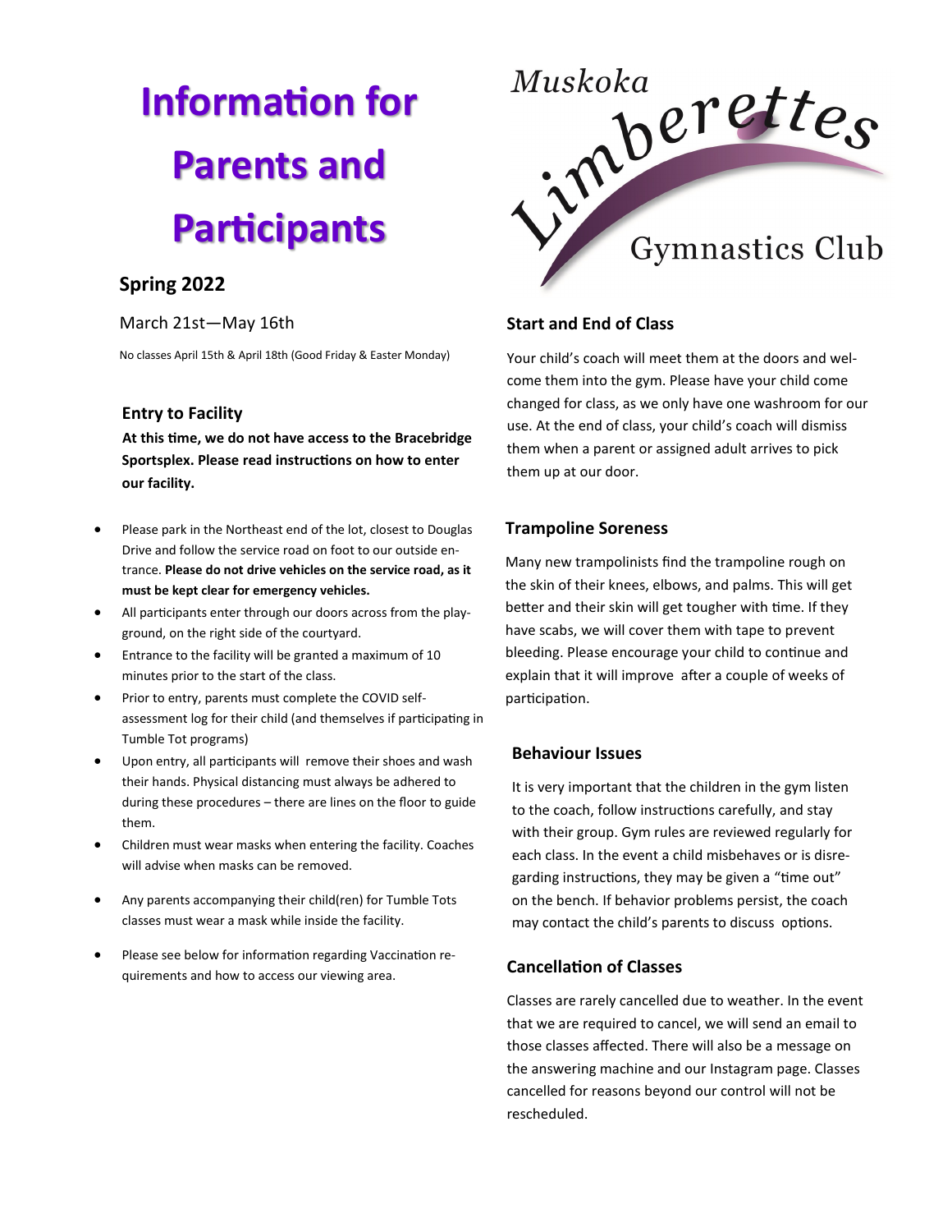# Information for Parents and Participants

Muskoka Limberettes Gymnastics Club

## Spring 2022

March 21st—May 16th

No classes April 15th & April 18th (Good Friday & Easter Monday)

### Entry to Facility

**At this time, we do not have access to the Bracebridge Sportsplex. Please read instructions on how to enter our facility.**

- Please park in the Northeast end of the lot, closest to Douglas Drive and follow the service road on foot to our outside entrance. **Please do not drive vehicles on the service road, as it must be kept clear for emergency vehicles.**
- All participants enter through our doors across from the playground, on the right side of the courtyard.
- Entrance to the facility will be granted a maximum of 10 minutes prior to the start of the class.
- Prior to entry, parents must complete the COVID self-assessment log for their child (and themselves if participating in Tumble Tot programs)
- Upon entry, all participants will remove their shoes and wash their hands. Physical distancing must always be adhered to during these procedures – there are lines on the floor to guide them.
- Children must wear masks when entering the facility. Coaches will advise when masks can be removed.
- Any parents accompanying their child(ren) for Tumble Tots classes must wear a mask while inside the facility.
- Please see below for information regarding Vaccination requirements and how to access our viewing area.

### Start and End of Class

Your child's coach will meet them at the doors and welcome them into the gym. Please have your child come changed for class, as we only have one washroom for our use. At the end of class, your child's coach will dismiss them when a parent or assigned adult arrives to pick them up at our door.

### Trampoline Soreness

Many new trampolinists find the trampoline rough on the skin of their knees, elbows, and palms. This will get better and their skin will get tougher with time. If they have scabs, we will cover them with tape to prevent bleeding. Please encourage your child to continue and explain that it will improve after a couple of weeks of participation.

### Behaviour Issues

It is very important that the children in the gym listen to the coach, follow instructions carefully, and stay with their group. Gym rules are reviewed regularly for each class. In the event a child misbehaves or is disregarding instructions, they may be given a "time out" on the bench. If behavior problems persist, the coach may contact the child's parents to discuss options.

### Cancellation of Classes

Classes are rarely cancelled due to weather. In the event that we are required to cancel, we will send an email to those classes affected. There will also be a message on the answering machine and our Instagram page. Classes cancelled for reasons beyond our control will not be rescheduled.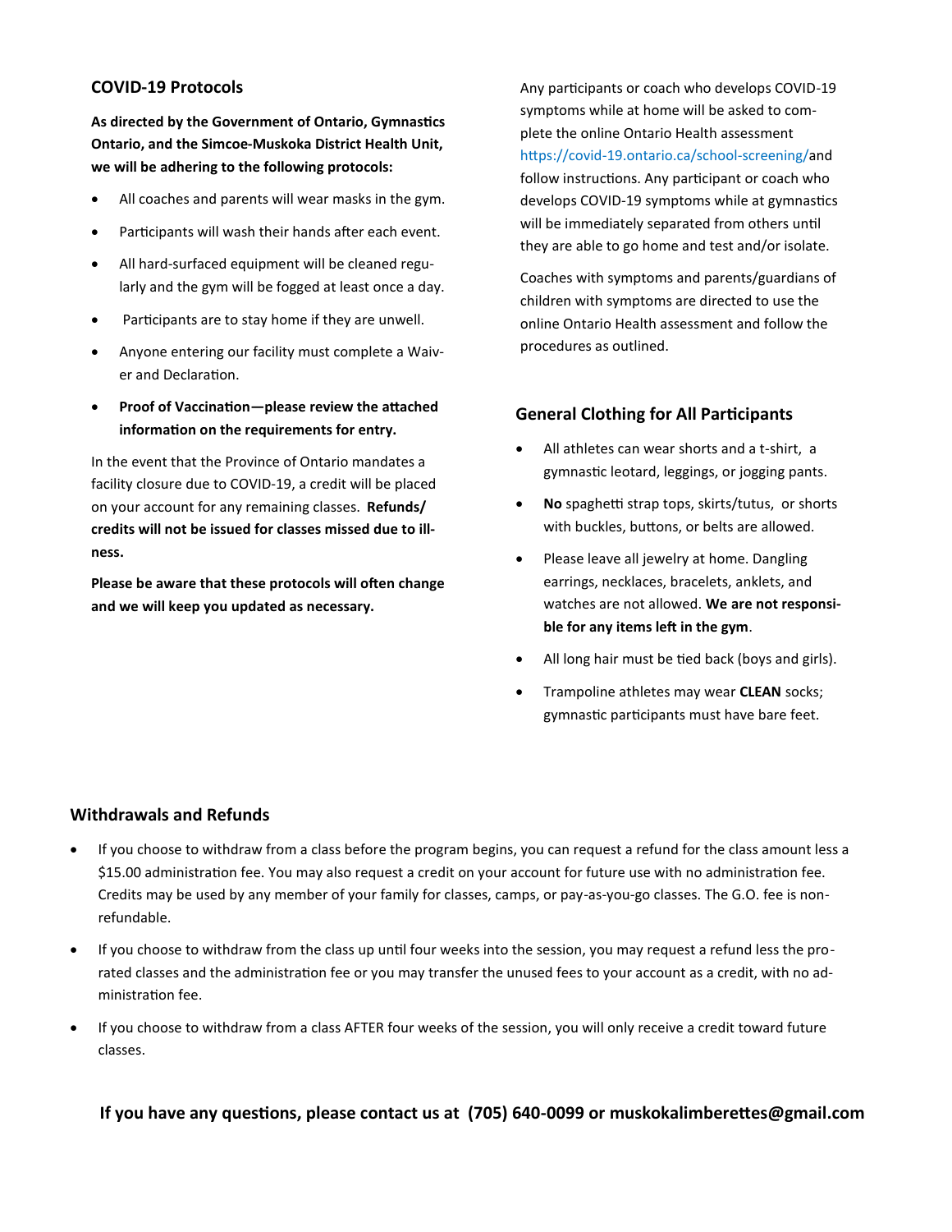## COVID-19 Protocols

**As directed by the Government of Ontario, Gymnastics Ontario, and the Simcoe-Muskoka District Health Unit, we will be adhering to the following protocols:**

- All coaches and parents will wear masks in the gym.
- Participants will wash their hands after each event.
- All hard-surfaced equipment will be cleaned regularly and the gym will be fogged at least once a day.
- Participants are to stay home if they are unwell.
- Anyone entering our facility must complete a Waiver and Declaration.
- **Proof of Vaccination—please review the attached information on the requirements for entry.**

In the event that the Province of Ontario mandates a facility closure due to COVID-19, a credit will be placed on your account for any remaining classes. **Refunds/credits will not be issued for classes missed due to illness.**

**Please be aware that these protocols will often change and we will keep you updated as necessary.**

Any participants or coach who develops COVID-19 symptoms while at home will be asked to complete the online Ontario Health assessment https://covid-19.ontario.ca/school-screening/and follow instructions. Any participant or coach who develops COVID-19 symptoms while at gymnastics will be immediately separated from others until they are able to go home and test and/or isolate.

Coaches with symptoms and parents/guardians of children with symptoms are directed to use the online Ontario Health assessment and follow the procedures as outlined.

## General Clothing for All Participants

- All athletes can wear shorts and a t-shirt, a gymnastic leotard, leggings, or jogging pants.
- **No** spaghetti strap tops, skirts/tutus, or shorts with buckles, buttons, or belts are allowed.
- Please leave all jewelry at home. Dangling earrings, necklaces, bracelets, anklets, and watches are not allowed. **We are not responsible for any items left in the gym**.
- All long hair must be tied back (boys and girls).
- Trampoline athletes may wear **CLEAN** socks; gymnastic participants must have bare feet.

## Withdrawals and Refunds

- If you choose to withdraw from a class before the program begins, you can request a refund for the class amount less a $15.00 administration fee. You may also request a credit on your account for future use with no administration fee. Credits may be used by any member of your family for classes, camps, or pay-as-you-go classes. The G.O. fee is non-refundable.
- If you choose to withdraw from the class up until four weeks into the session, you may request a refund less the pro-rated classes and the administration fee or you may transfer the unused fees to your account as a credit, with no administration fee.
- If you choose to withdraw from a class AFTER four weeks of the session, you will only receive a credit toward future classes.

**If you have any questions, please contact us at (705) 640-0099 or muskokalimberettes@gmail.com**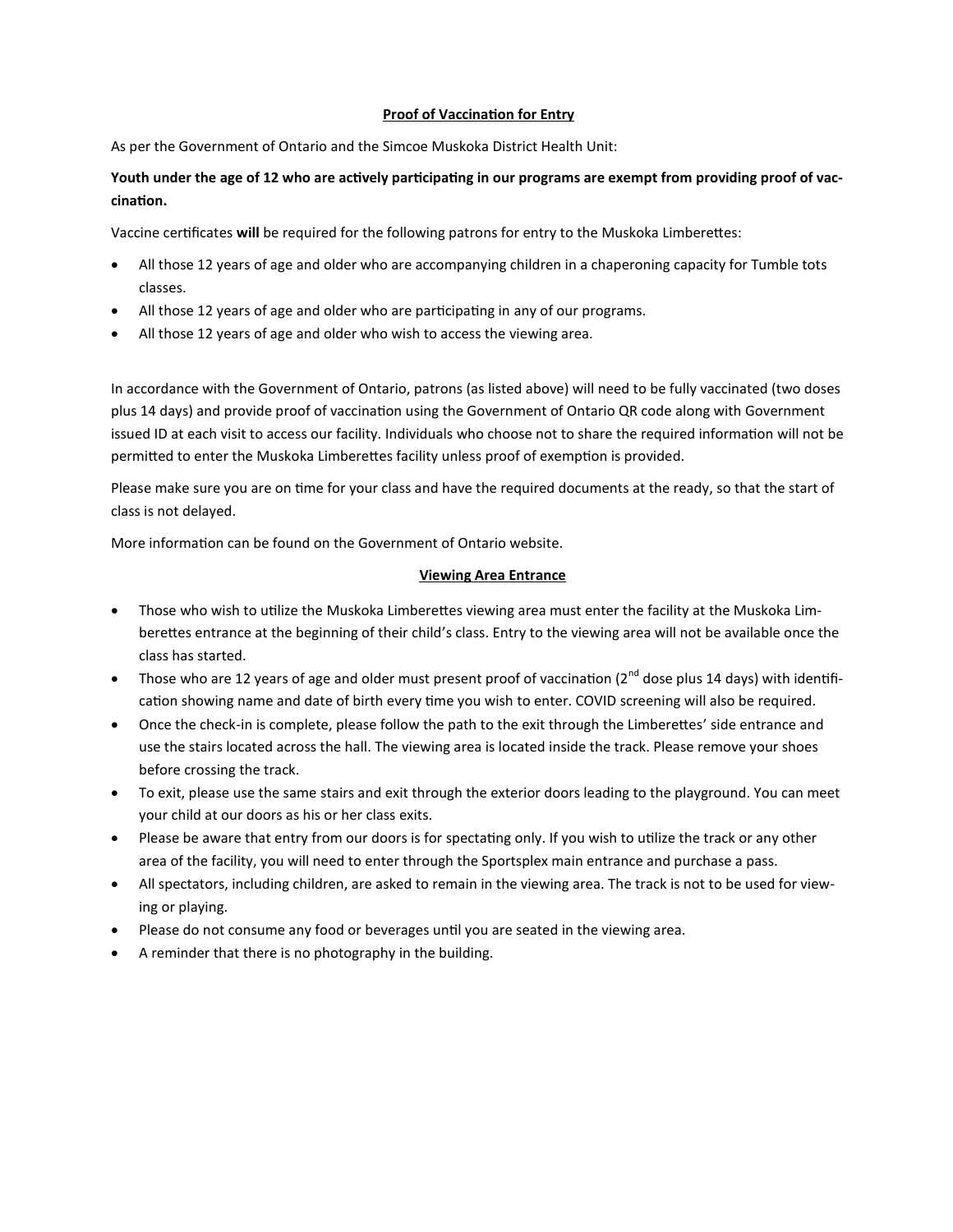## Proof of Vaccination for Entry

As per the Government of Ontario and the Simcoe Muskoka District Health Unit:

**Youth under the age of 12 who are actively participating in our programs are exempt from providing proof of vaccination.**

Vaccine certificates **will** be required for the following patrons for entry to the Muskoka Limberettes:

- All those 12 years of age and older who are accompanying children in a chaperoning capacity for Tumble tots classes.
- All those 12 years of age and older who are participating in any of our programs.
- All those 12 years of age and older who wish to access the viewing area.

In accordance with the Government of Ontario, patrons (as listed above) will need to be fully vaccinated (two doses plus 14 days) and provide proof of vaccination using the Government of Ontario QR code along with Government issued ID at each visit to access our facility. Individuals who choose not to share the required information will not be permitted to enter the Muskoka Limberettes facility unless proof of exemption is provided.

Please make sure you are on time for your class and have the required documents at the ready, so that the start of class is not delayed.

More information can be found on the Government of Ontario website.

## Viewing Area Entrance

- Those who wish to utilize the Muskoka Limberettes viewing area must enter the facility at the Muskoka Limberettes entrance at the beginning of their child's class. Entry to the viewing area will not be available once the class has started.
- Those who are 12 years of age and older must present proof of vaccination (2nd dose plus 14 days) with identification showing name and date of birth every time you wish to enter. COVID screening will also be required.
- Once the check-in is complete, please follow the path to the exit through the Limberettes' side entrance and use the stairs located across the hall. The viewing area is located inside the track. Please remove your shoes before crossing the track.
- To exit, please use the same stairs and exit through the exterior doors leading to the playground. You can meet your child at our doors as his or her class exits.
- Please be aware that entry from our doors is for spectating only. If you wish to utilize the track or any other area of the facility, you will need to enter through the Sportsplex main entrance and purchase a pass.
- All spectators, including children, are asked to remain in the viewing area. The track is not to be used for viewing or playing.
- Please do not consume any food or beverages until you are seated in the viewing area.
- A reminder that there is no photography in the building.